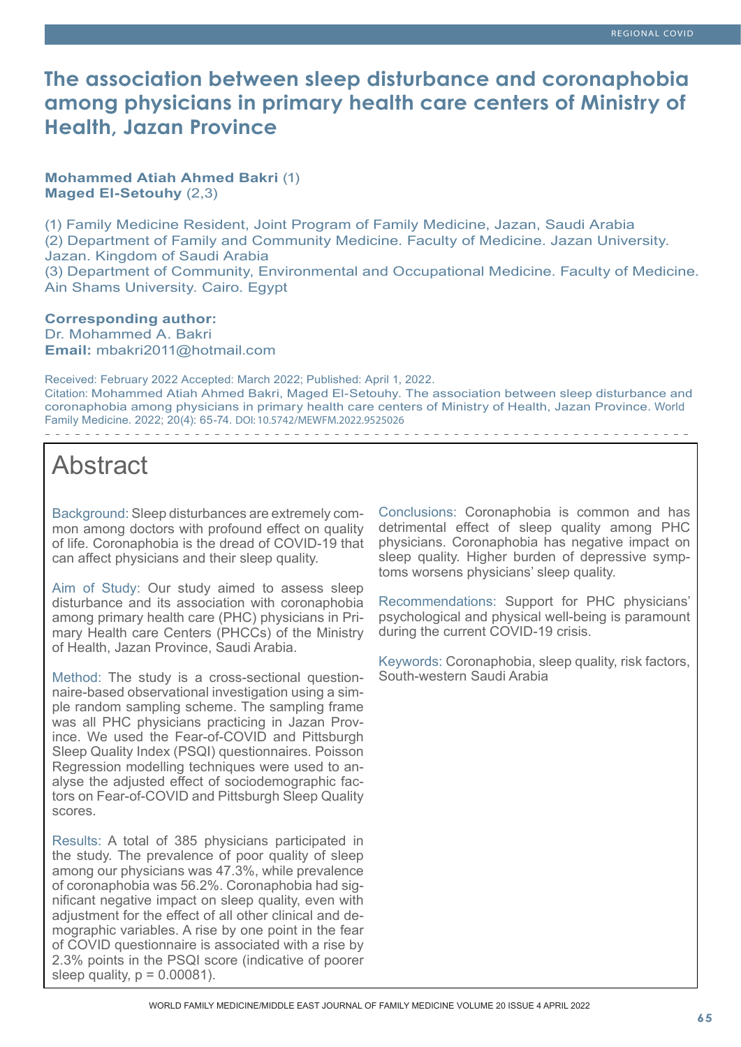# The association between sleep disturbance and coronaphobia among physicians in primary health care centers of Ministry of Health, Jazan Province

**Mohammed Atiah Ahmed Bakri** (1)
**Maged El-Setouhy** (2,3)

(1) Family Medicine Resident, Joint Program of Family Medicine, Jazan, Saudi Arabia
(2) Department of Family and Community Medicine. Faculty of Medicine. Jazan University. Jazan. Kingdom of Saudi Arabia
(3) Department of Community, Environmental and Occupational Medicine. Faculty of Medicine. Ain Shams University. Cairo. Egypt

**Corresponding author:**
Dr. Mohammed A. Bakri
**Email:** mbakri2011@hotmail.com

Received: February 2022 Accepted: March 2022; Published: April 1, 2022.
Citation: Mohammed Atiah Ahmed Bakri, Maged El-Setouhy. The association between sleep disturbance and coronaphobia among physicians in primary health care centers of Ministry of Health, Jazan Province. World Family Medicine. 2022; 20(4): 65-74. DOI: 10.5742/MEWFM.2022.9525026

# Abstract

Background: Sleep disturbances are extremely common among doctors with profound effect on quality of life. Coronaphobia is the dread of COVID-19 that can affect physicians and their sleep quality.

Aim of Study: Our study aimed to assess sleep disturbance and its association with coronaphobia among primary health care (PHC) physicians in Primary Health care Centers (PHCCs) of the Ministry of Health, Jazan Province, Saudi Arabia.

Method: The study is a cross-sectional questionnaire-based observational investigation using a simple random sampling scheme. The sampling frame was all PHC physicians practicing in Jazan Province. We used the Fear-of-COVID and Pittsburgh Sleep Quality Index (PSQI) questionnaires. Poisson Regression modelling techniques were used to analyse the adjusted effect of sociodemographic factors on Fear-of-COVID and Pittsburgh Sleep Quality scores.

Results: A total of 385 physicians participated in the study. The prevalence of poor quality of sleep among our physicians was 47.3%, while prevalence of coronaphobia was 56.2%. Coronaphobia had significant negative impact on sleep quality, even with adjustment for the effect of all other clinical and demographic variables. A rise by one point in the fear of COVID questionnaire is associated with a rise by 2.3% points in the PSQI score (indicative of poorer sleep quality, $p = 0.00081$).

Conclusions: Coronaphobia is common and has detrimental effect of sleep quality among PHC physicians. Coronaphobia has negative impact on sleep quality. Higher burden of depressive symptoms worsens physicians' sleep quality.

Recommendations: Support for PHC physicians' psychological and physical well-being is paramount during the current COVID-19 crisis.

Keywords: Coronaphobia, sleep quality, risk factors, South-western Saudi Arabia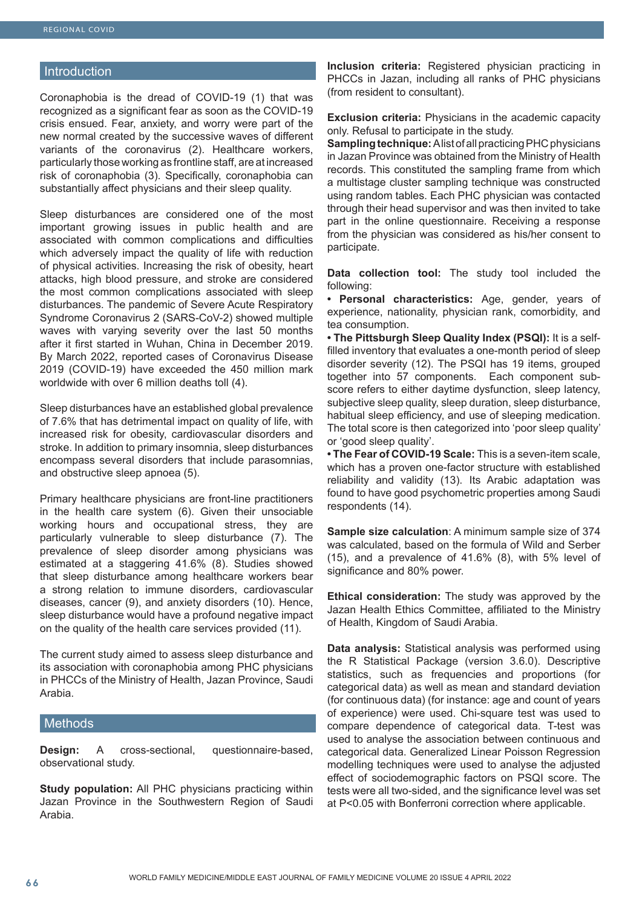## Introduction

Coronaphobia is the dread of COVID-19 (1) that was recognized as a significant fear as soon as the COVID-19 crisis ensued. Fear, anxiety, and worry were part of the new normal created by the successive waves of different variants of the coronavirus (2). Healthcare workers, particularly those working as frontline staff, are at increased risk of coronaphobia (3). Specifically, coronaphobia can substantially affect physicians and their sleep quality.

Sleep disturbances are considered one of the most important growing issues in public health and are associated with common complications and difficulties which adversely impact the quality of life with reduction of physical activities. Increasing the risk of obesity, heart attacks, high blood pressure, and stroke are considered the most common complications associated with sleep disturbances. The pandemic of Severe Acute Respiratory Syndrome Coronavirus 2 (SARS-CoV-2) showed multiple waves with varying severity over the last 50 months after it first started in Wuhan, China in December 2019. By March 2022, reported cases of Coronavirus Disease 2019 (COVID-19) have exceeded the 450 million mark worldwide with over 6 million deaths toll (4).

Sleep disturbances have an established global prevalence of 7.6% that has detrimental impact on quality of life, with increased risk for obesity, cardiovascular disorders and stroke. In addition to primary insomnia, sleep disturbances encompass several disorders that include parasomnias, and obstructive sleep apnoea (5).

Primary healthcare physicians are front-line practitioners in the health care system (6). Given their unsociable working hours and occupational stress, they are particularly vulnerable to sleep disturbance (7). The prevalence of sleep disorder among physicians was estimated at a staggering 41.6% (8). Studies showed that sleep disturbance among healthcare workers bear a strong relation to immune disorders, cardiovascular diseases, cancer (9), and anxiety disorders (10). Hence, sleep disturbance would have a profound negative impact on the quality of the health care services provided (11).

The current study aimed to assess sleep disturbance and its association with coronaphobia among PHC physicians in PHCCs of the Ministry of Health, Jazan Province, Saudi Arabia.

## Methods

**Design:** A cross-sectional, questionnaire-based, observational study.

**Study population:** All PHC physicians practicing within Jazan Province in the Southwestern Region of Saudi Arabia.

**Inclusion criteria:** Registered physician practicing in PHCCs in Jazan, including all ranks of PHC physicians (from resident to consultant).

**Exclusion criteria:** Physicians in the academic capacity only. Refusal to participate in the study.

**Sampling technique:** A list of all practicing PHC physicians in Jazan Province was obtained from the Ministry of Health records. This constituted the sampling frame from which a multistage cluster sampling technique was constructed using random tables. Each PHC physician was contacted through their head supervisor and was then invited to take part in the online questionnaire. Receiving a response from the physician was considered as his/her consent to participate.

**Data collection tool:** The study tool included the following:

- **Personal characteristics:** Age, gender, years of experience, nationality, physician rank, comorbidity, and tea consumption.
- **The Pittsburgh Sleep Quality Index (PSQI):** It is a self-filled inventory that evaluates a one-month period of sleep disorder severity (12). The PSQI has 19 items, grouped together into 57 components. Each component sub-score refers to either daytime dysfunction, sleep latency, subjective sleep quality, sleep duration, sleep disturbance, habitual sleep efficiency, and use of sleeping medication. The total score is then categorized into 'poor sleep quality' or 'good sleep quality'.
- **The Fear of COVID-19 Scale:** This is a seven-item scale, which has a proven one-factor structure with established reliability and validity (13). Its Arabic adaptation was found to have good psychometric properties among Saudi respondents (14).

**Sample size calculation**: A minimum sample size of 374 was calculated, based on the formula of Wild and Serber (15), and a prevalence of 41.6% (8), with 5% level of significance and 80% power.

**Ethical consideration:** The study was approved by the Jazan Health Ethics Committee, affiliated to the Ministry of Health, Kingdom of Saudi Arabia.

**Data analysis:** Statistical analysis was performed using the R Statistical Package (version 3.6.0). Descriptive statistics, such as frequencies and proportions (for categorical data) as well as mean and standard deviation (for continuous data) (for instance: age and count of years of experience) were used. Chi-square test was used to compare dependence of categorical data. T-test was used to analyse the association between continuous and categorical data. Generalized Linear Poisson Regression modelling techniques were used to analyse the adjusted effect of sociodemographic factors on PSQI score. The tests were all two-sided, and the significance level was set at $P<0.05$ with Bonferroni correction where applicable.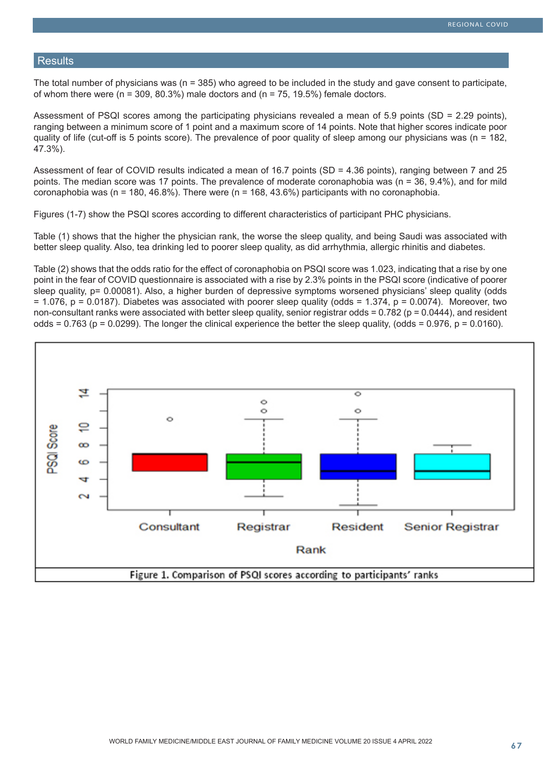## Results

The total number of physicians was (n = 385) who agreed to be included in the study and gave consent to participate, of whom there were (n = 309, 80.3%) male doctors and (n = 75, 19.5%) female doctors.

Assessment of PSQI scores among the participating physicians revealed a mean of 5.9 points (SD = 2.29 points), ranging between a minimum score of 1 point and a maximum score of 14 points. Note that higher scores indicate poor quality of life (cut-off is 5 points score). The prevalence of poor quality of sleep among our physicians was (n = 182, 47.3%).

Assessment of fear of COVID results indicated a mean of 16.7 points (SD = 4.36 points), ranging between 7 and 25 points. The median score was 17 points. The prevalence of moderate coronaphobia was (n = 36, 9.4%), and for mild coronaphobia was (n = 180, 46.8%). There were (n = 168, 43.6%) participants with no coronaphobia.

Figures (1-7) show the PSQI scores according to different characteristics of participant PHC physicians.

Table (1) shows that the higher the physician rank, the worse the sleep quality, and being Saudi was associated with better sleep quality. Also, tea drinking led to poorer sleep quality, as did arrhythmia, allergic rhinitis and diabetes.

Table (2) shows that the odds ratio for the effect of coronaphobia on PSQI score was 1.023, indicating that a rise by one point in the fear of COVID questionnaire is associated with a rise by 2.3% points in the PSQI score (indicative of poorer sleep quality, p= 0.00081). Also, a higher burden of depressive symptoms worsened physicians' sleep quality (odds = 1.076, p = 0.0187). Diabetes was associated with poorer sleep quality (odds = 1.374, p = 0.0074). Moreover, two non-consultant ranks were associated with better sleep quality, senior registrar odds = 0.782 (p = 0.0444), and resident odds = 0.763 (p = 0.0299). The longer the clinical experience the better the sleep quality, (odds = 0.976, p = 0.0160).

Figure 1. Comparison of PSQI scores according to participants' ranks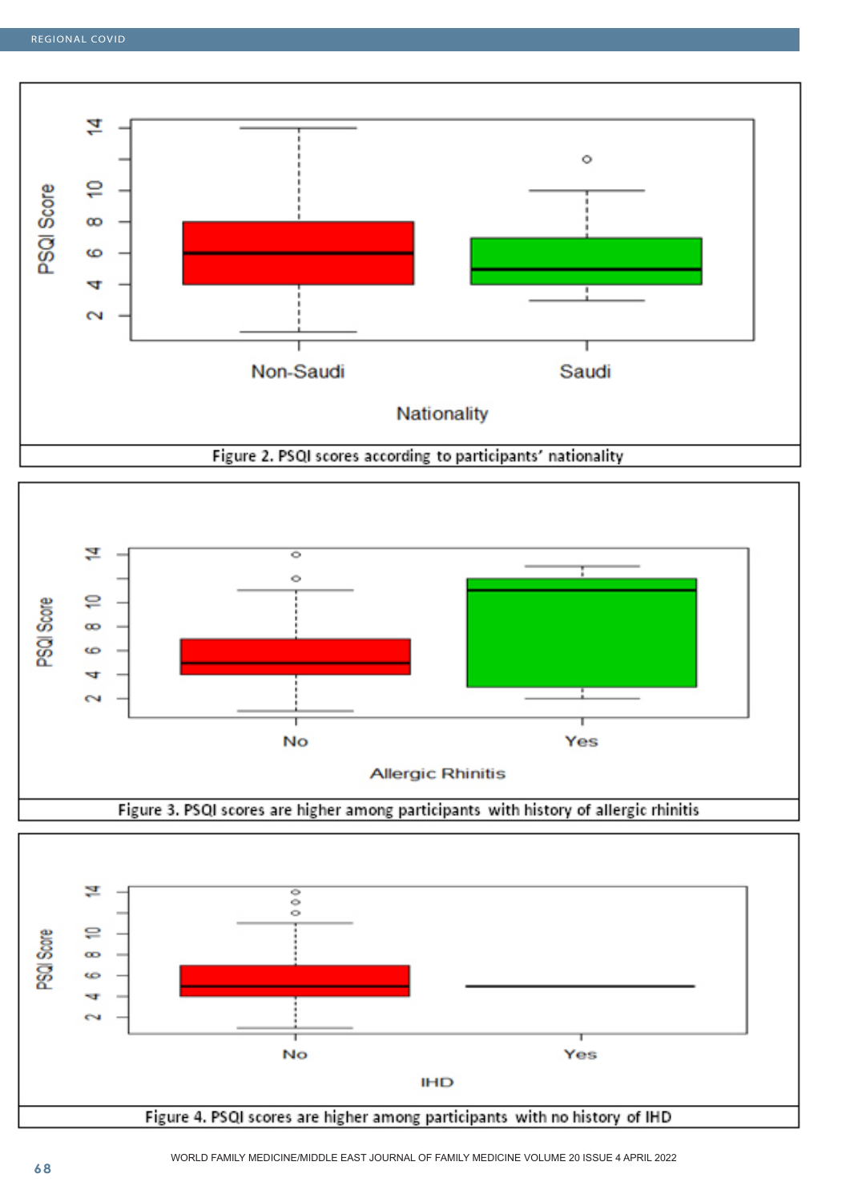Figure 2. PSQI scores according to participants' nationality

Figure 3. PSQI scores are higher among participants with history of allergic rhinitis

Figure 4. PSQI scores are higher among participants with no history of IHD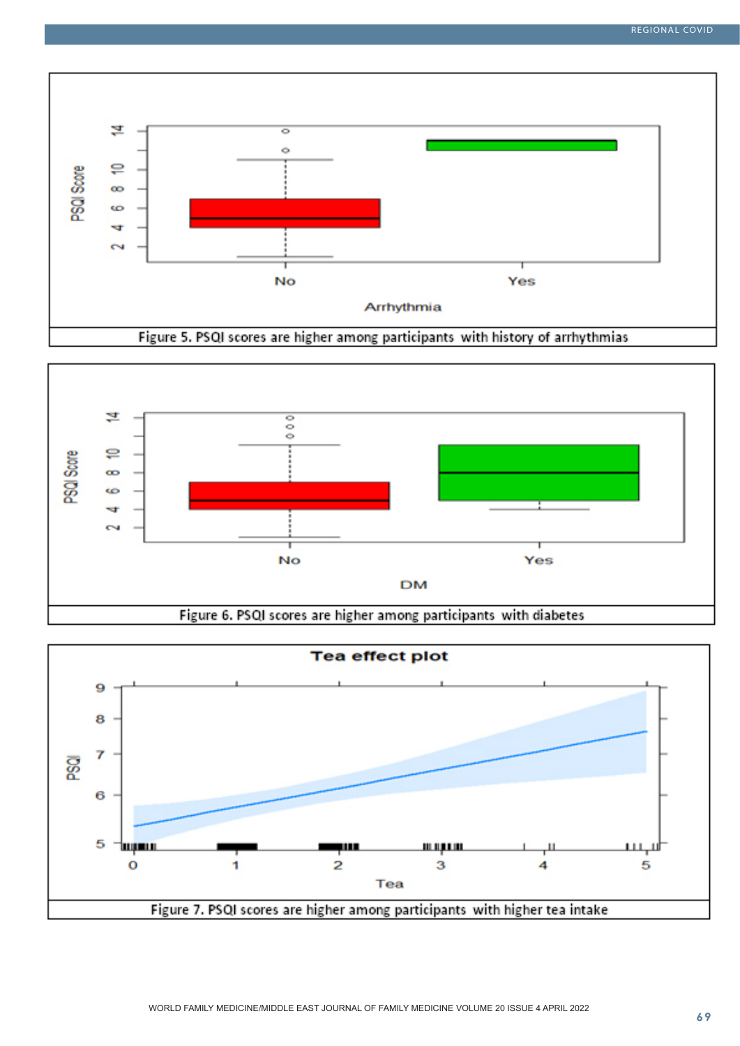Figure 5. PSQI scores are higher among participants with history of arrhythmias

Figure 6. PSQI scores are higher among participants with diabetes

Figure 7. PSQI scores are higher among participants with higher tea intake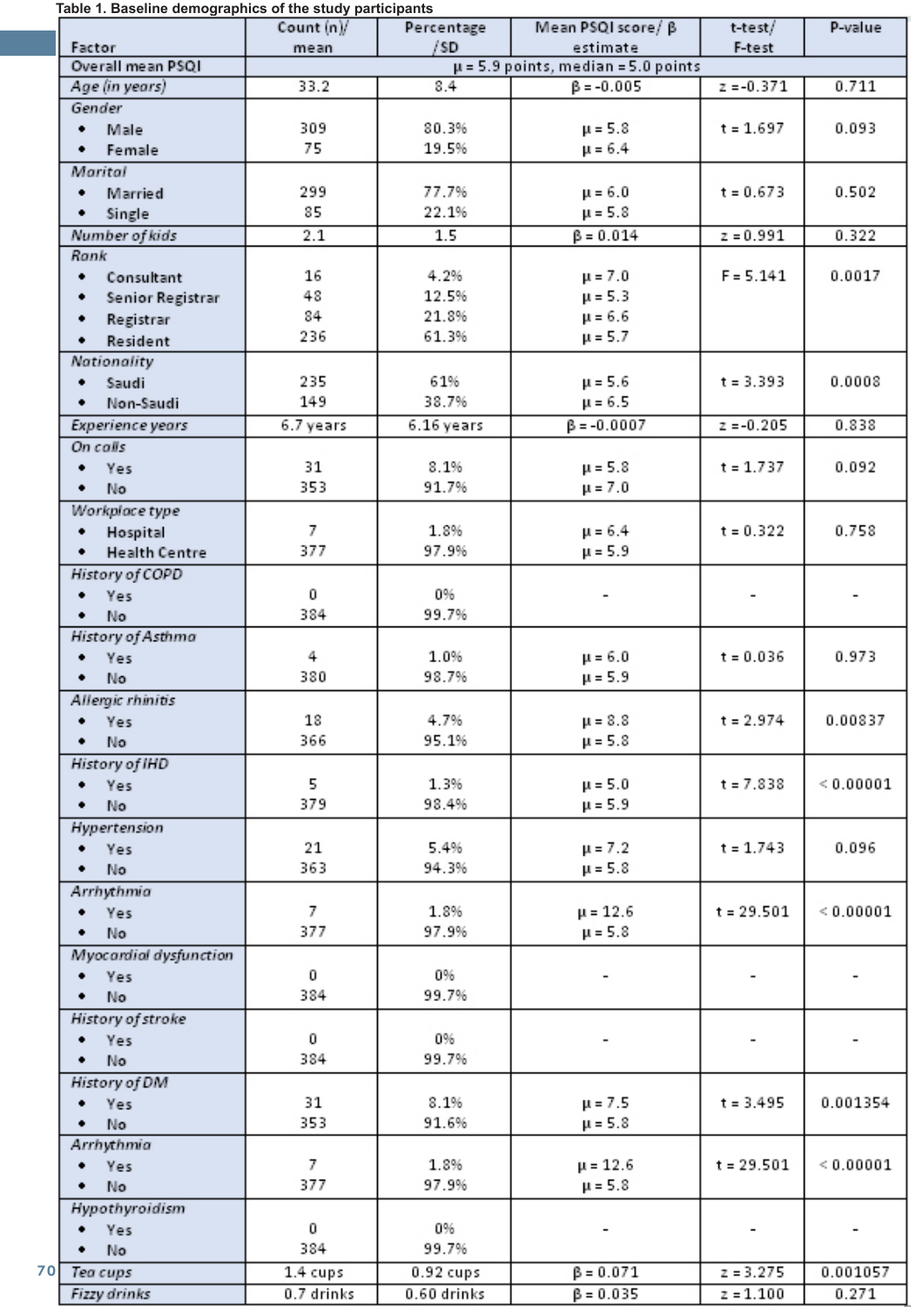Table 1. Baseline demographics of the study participants

| Factor | Count (n)/ mean | Percentage /SD | Mean PSQI score/ β estimate | t-test/ F-test | P-value |
|---|---|---|---|---|---|
| Overall mean PSQI | μ = 5.9 points, median = 5.0 points | | | | |
| *Age (in years)* | 33.2 | 8.4 | β = -0.005 | z = -0.371 | 0.711 |
| *Gender* | | | | | |
| • Male | 309 | 80.3% | μ = 5.8 | t = 1.697 | 0.093 |
| • Female | 75 | 19.5% | μ = 6.4 | | |
| *Marital* | | | | | |
| • Married | 299 | 77.7% | μ = 6.0 | t = 0.673 | 0.502 |
| • Single | 85 | 22.1% | μ = 5.8 | | |
| *Number of kids* | 2.1 | 1.5 | β = 0.014 | z = 0.991 | 0.322 |
| *Rank* | | | | | |
| • Consultant | 16 | 4.2% | μ = 7.0 | F = 5.141 | 0.0017 |
| • Senior Registrar | 48 | 12.5% | μ = 5.3 | | |
| • Registrar | 84 | 21.8% | μ = 6.6 | | |
| • Resident | 236 | 61.3% | μ = 5.7 | | |
| *Nationality* | | | | | |
| • Saudi | 235 | 61% | μ = 5.6 | t = 3.393 | 0.0008 |
| • Non-Saudi | 149 | 38.7% | μ = 6.5 | | |
| *Experience years* | 6.7 years | 6.16 years | β = -0.0007 | z = -0.205 | 0.838 |
| *On calls* | | | | | |
| • Yes | 31 | 8.1% | μ = 5.8 | t = 1.737 | 0.092 |
| • No | 353 | 91.7% | μ = 7.0 | | |
| *Workplace type* | | | | | |
| • Hospital | 7 | 1.8% | μ = 6.4 | t = 0.322 | 0.758 |
| • Health Centre | 377 | 97.9% | μ = 5.9 | | |
| *History of COPD* | | | | | |
| • Yes | 0 | 0% | - | - | - |
| • No | 384 | 99.7% | | | |
| *History of Asthma* | | | | | |
| • Yes | 4 | 1.0% | μ = 6.0 | t = 0.036 | 0.973 |
| • No | 380 | 98.7% | μ = 5.9 | | |
| *Allergic rhinitis* | | | | | |
| • Yes | 18 | 4.7% | μ = 8.8 | t = 2.974 | 0.00837 |
| • No | 366 | 95.1% | μ = 5.8 | | |
| *History of IHD* | | | | | |
| • Yes | 5 | 1.3% | μ = 5.0 | t = 7.838 | < 0.00001 |
| • No | 379 | 98.4% | μ = 5.9 | | |
| *Hypertension* | | | | | |
| • Yes | 21 | 5.4% | μ = 7.2 | t = 1.743 | 0.096 |
| • No | 363 | 94.3% | μ = 5.8 | | |
| *Arrhythmia* | | | | | |
| • Yes | 7 | 1.8% | μ = 12.6 | t = 29.501 | < 0.00001 |
| • No | 377 | 97.9% | μ = 5.8 | | |
| *Myocardial dysfunction* | | | | | |
| • Yes | 0 | 0% | - | - | - |
| • No | 384 | 99.7% | | | |
| *History of stroke* | | | | | |
| • Yes | 0 | 0% | - | - | - |
| • No | 384 | 99.7% | | | |
| *History of DM* | | | | | |
| • Yes | 31 | 8.1% | μ = 7.5 | t = 3.495 | 0.001354 |
| • No | 353 | 91.6% | μ = 5.8 | | |
| *Arrhythmia* | | | | | |
| • Yes | 7 | 1.8% | μ = 12.6 | t = 29.501 | < 0.00001 |
| • No | 377 | 97.9% | μ = 5.8 | | |
| *Hypothyroidism* | | | | | |
| • Yes | 0 | 0% | - | - | - |
| • No | 384 | 99.7% | | | |
| *Tea cups* | 1.4 cups | 0.92 cups | β = 0.071 | z = 3.275 | 0.001057 |
| *Fizzy drinks* | 0.7 drinks | 0.60 drinks | β = 0.035 | z = 1.100 | 0.271 |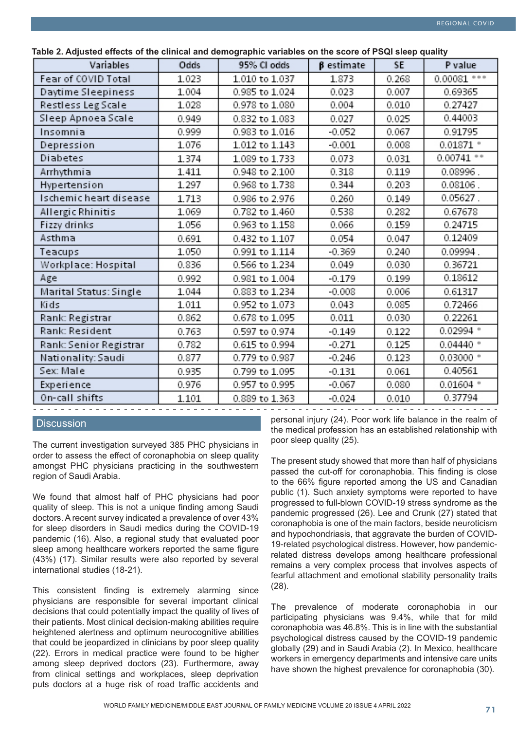**Table 2. Adjusted effects of the clinical and demographic variables on the score of PSQI sleep quality**

| Variables | Odds | 95% CI odds | β estimate | SE | P value |
|---|---|---|---|---|---|
| Fear of COVID Total | 1.023 | 1.010 to 1.037 | 1.873 | 0.268 | 0.00081 *** |
| Daytime Sleepiness | 1.004 | 0.985 to 1.024 | 0.023 | 0.007 | 0.69365 |
| Restless Leg Scale | 1.028 | 0.978 to 1.080 | 0.004 | 0.010 | 0.27427 |
| Sleep Apnoea Scale | 0.949 | 0.832 to 1.083 | 0.027 | 0.025 | 0.44003 |
| Insomnia | 0.999 | 0.983 to 1.016 | -0.052 | 0.067 | 0.91795 |
| Depression | 1.076 | 1.012 to 1.143 | -0.001 | 0.008 | 0.01871 * |
| Diabetes | 1.374 | 1.089 to 1.733 | 0.073 | 0.031 | 0.00741 ** |
| Arrhythmia | 1.411 | 0.948 to 2.100 | 0.318 | 0.119 | 0.08996 . |
| Hypertension | 1.297 | 0.968 to 1.738 | 0.344 | 0.203 | 0.08106 . |
| Ischemic heart disease | 1.713 | 0.986 to 2.976 | 0.260 | 0.149 | 0.05627 . |
| Allergic Rhinitis | 1.069 | 0.782 to 1.460 | 0.538 | 0.282 | 0.67678 |
| Fizzy drinks | 1.056 | 0.963 to 1.158 | 0.066 | 0.159 | 0.24715 |
| Asthma | 0.691 | 0.432 to 1.107 | 0.054 | 0.047 | 0.12409 |
| Teacups | 1.050 | 0.991 to 1.114 | -0.369 | 0.240 | 0.09994 . |
| Workplace: Hospital | 0.836 | 0.566 to 1.234 | 0.049 | 0.030 | 0.36721 |
| Age | 0.992 | 0.981 to 1.004 | -0.179 | 0.199 | 0.18612 |
| Marital Status: Single | 1.044 | 0.883 to 1.234 | -0.008 | 0.006 | 0.61317 |
| Kids | 1.011 | 0.952 to 1.073 | 0.043 | 0.085 | 0.72466 |
| Rank: Registrar | 0.862 | 0.678 to 1.095 | 0.011 | 0.030 | 0.22261 |
| Rank: Resident | 0.763 | 0.597 to 0.974 | -0.149 | 0.122 | 0.02994 * |
| Rank: Senior Registrar | 0.782 | 0.615 to 0.994 | -0.271 | 0.125 | 0.04440 * |
| Nationality: Saudi | 0.877 | 0.779 to 0.987 | -0.246 | 0.123 | 0.03000 * |
| Sex: Male | 0.935 | 0.799 to 1.095 | -0.131 | 0.061 | 0.40561 |
| Experience | 0.976 | 0.957 to 0.995 | -0.067 | 0.080 | 0.01604 * |
| On-call shifts | 1.101 | 0.889 to 1.363 | -0.024 | 0.010 | 0.37794 |

## Discussion

The current investigation surveyed 385 PHC physicians in order to assess the effect of coronaphobia on sleep quality amongst PHC physicians practicing in the southwestern region of Saudi Arabia.

We found that almost half of PHC physicians had poor quality of sleep. This is not a unique finding among Saudi doctors. A recent survey indicated a prevalence of over 43% for sleep disorders in Saudi medics during the COVID-19 pandemic (16). Also, a regional study that evaluated poor sleep among healthcare workers reported the same figure (43%) (17). Similar results were also reported by several international studies (18-21).

This consistent finding is extremely alarming since physicians are responsible for several important clinical decisions that could potentially impact the quality of lives of their patients. Most clinical decision-making abilities require heightened alertness and optimum neurocognitive abilities that could be jeopardized in clinicians by poor sleep quality (22). Errors in medical practice were found to be higher among sleep deprived doctors (23). Furthermore, away from clinical settings and workplaces, sleep deprivation puts doctors at a huge risk of road traffic accidents and personal injury (24). Poor work life balance in the realm of the medical profession has an established relationship with poor sleep quality (25).

The present study showed that more than half of physicians passed the cut-off for coronaphobia. This finding is close to the 66% figure reported among the US and Canadian public (1). Such anxiety symptoms were reported to have progressed to full-blown COVID-19 stress syndrome as the pandemic progressed (26). Lee and Crunk (27) stated that coronaphobia is one of the main factors, beside neuroticism and hypochondriasis, that aggravate the burden of COVID-19-related psychological distress. However, how pandemic-related distress develops among healthcare professional remains a very complex process that involves aspects of fearful attachment and emotional stability personality traits (28).

The prevalence of moderate coronaphobia in our participating physicians was 9.4%, while that for mild coronaphobia was 46.8%. This is in line with the substantial psychological distress caused by the COVID-19 pandemic globally (29) and in Saudi Arabia (2). In Mexico, healthcare workers in emergency departments and intensive care units have shown the highest prevalence for coronaphobia (30).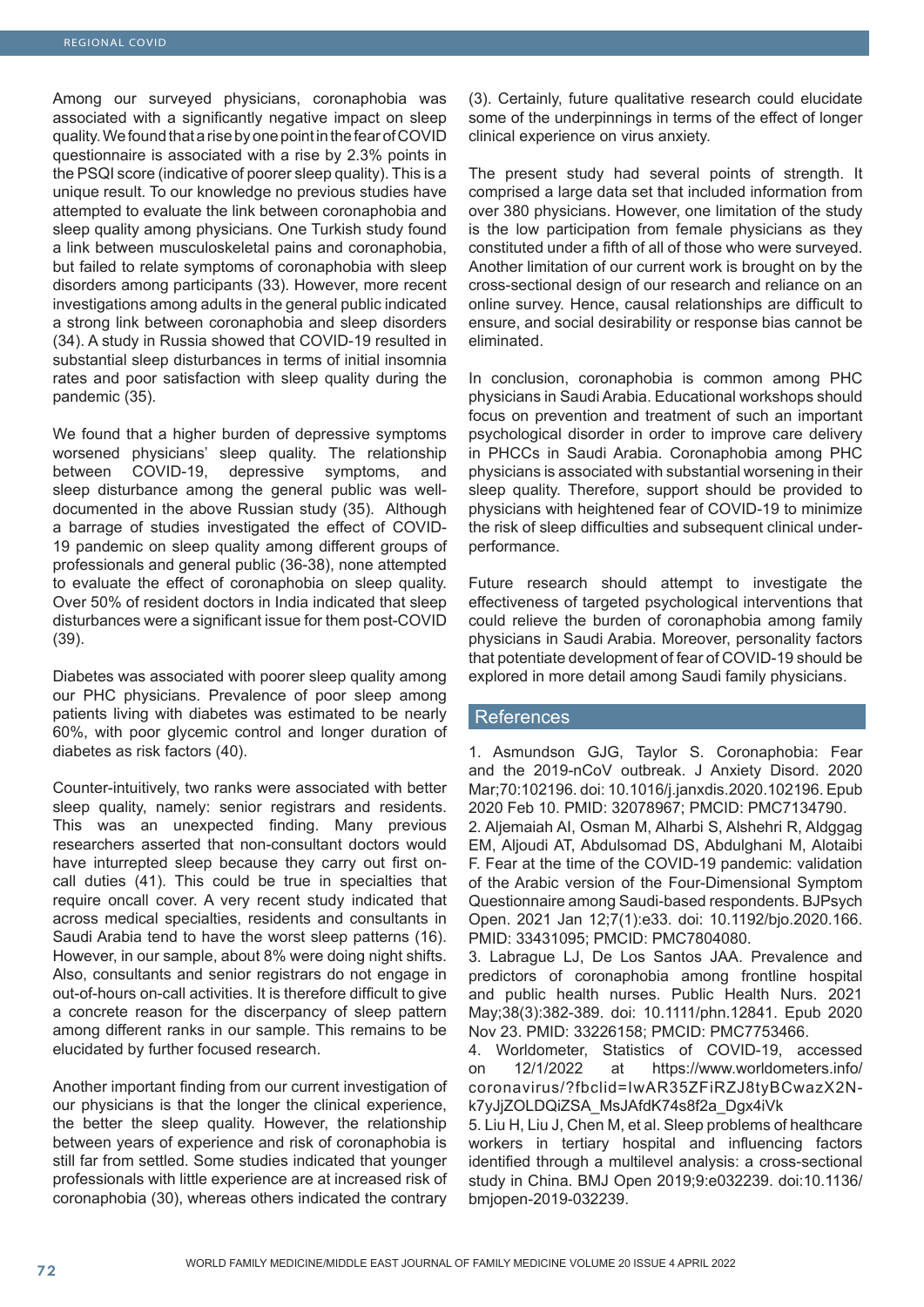Among our surveyed physicians, coronaphobia was associated with a significantly negative impact on sleep quality. We found that a rise by one point in the fear of COVID questionnaire is associated with a rise by 2.3% points in the PSQI score (indicative of poorer sleep quality). This is a unique result. To our knowledge no previous studies have attempted to evaluate the link between coronaphobia and sleep quality among physicians. One Turkish study found a link between musculoskeletal pains and coronaphobia, but failed to relate symptoms of coronaphobia with sleep disorders among participants (33). However, more recent investigations among adults in the general public indicated a strong link between coronaphobia and sleep disorders (34). A study in Russia showed that COVID-19 resulted in substantial sleep disturbances in terms of initial insomnia rates and poor satisfaction with sleep quality during the pandemic (35).

We found that a higher burden of depressive symptoms worsened physicians' sleep quality. The relationship between COVID-19, depressive symptoms, and sleep disturbance among the general public was well-documented in the above Russian study (35). Although a barrage of studies investigated the effect of COVID-19 pandemic on sleep quality among different groups of professionals and general public (36-38), none attempted to evaluate the effect of coronaphobia on sleep quality. Over 50% of resident doctors in India indicated that sleep disturbances were a significant issue for them post-COVID (39).

Diabetes was associated with poorer sleep quality among our PHC physicians. Prevalence of poor sleep among patients living with diabetes was estimated to be nearly 60%, with poor glycemic control and longer duration of diabetes as risk factors (40).

Counter-intuitively, two ranks were associated with better sleep quality, namely: senior registrars and residents. This was an unexpected finding. Many previous researchers asserted that non-consultant doctors would have inturrepted sleep because they carry out first on-call duties (41). This could be true in specialties that require oncall cover. A very recent study indicated that across medical specialties, residents and consultants in Saudi Arabia tend to have the worst sleep patterns (16). However, in our sample, about 8% were doing night shifts. Also, consultants and senior registrars do not engage in out-of-hours on-call activities. It is therefore difficult to give a concrete reason for the discerpancy of sleep pattern among different ranks in our sample. This remains to be elucidated by further focused research.

Another important finding from our current investigation of our physicians is that the longer the clinical experience, the better the sleep quality. However, the relationship between years of experience and risk of coronaphobia is still far from settled. Some studies indicated that younger professionals with little experience are at increased risk of coronaphobia (30), whereas others indicated the contrary (3). Certainly, future qualitative research could elucidate some of the underpinnings in terms of the effect of longer clinical experience on virus anxiety.

The present study had several points of strength. It comprised a large data set that included information from over 380 physicians. However, one limitation of the study is the low participation from female physicians as they constituted under a fifth of all of those who were surveyed. Another limitation of our current work is brought on by the cross-sectional design of our research and reliance on an online survey. Hence, causal relationships are difficult to ensure, and social desirability or response bias cannot be eliminated.

In conclusion, coronaphobia is common among PHC physicians in Saudi Arabia. Educational workshops should focus on prevention and treatment of such an important psychological disorder in order to improve care delivery in PHCCs in Saudi Arabia. Coronaphobia among PHC physicians is associated with substantial worsening in their sleep quality. Therefore, support should be provided to physicians with heightened fear of COVID-19 to minimize the risk of sleep difficulties and subsequent clinical under-performance.

Future research should attempt to investigate the effectiveness of targeted psychological interventions that could relieve the burden of coronaphobia among family physicians in Saudi Arabia. Moreover, personality factors that potentiate development of fear of COVID-19 should be explored in more detail among Saudi family physicians.

## References

1. Asmundson GJG, Taylor S. Coronaphobia: Fear and the 2019-nCoV outbreak. J Anxiety Disord. 2020 Mar;70:102196. doi: 10.1016/j.janxdis.2020.102196. Epub 2020 Feb 10. PMID: 32078967; PMCID: PMC7134790.
2. Aljemaiah AI, Osman M, Alharbi S, Alshehri R, Aldggag EM, Aljoudi AT, Abdulsomad DS, Abdulghani M, Alotaibi F. Fear at the time of the COVID-19 pandemic: validation of the Arabic version of the Four-Dimensional Symptom Questionnaire among Saudi-based respondents. BJPsych Open. 2021 Jan 12;7(1):e33. doi: 10.1192/bjo.2020.166. PMID: 33431095; PMCID: PMC7804080.
3. Labrague LJ, De Los Santos JAA. Prevalence and predictors of coronaphobia among frontline hospital and public health nurses. Public Health Nurs. 2021 May;38(3):382-389. doi: 10.1111/phn.12841. Epub 2020 Nov 23. PMID: 33226158; PMCID: PMC7753466.
4. Worldometer, Statistics of COVID-19, accessed on 12/1/2022 at https://www.worldometers.info/coronavirus/?fbclid=IwAR35ZFiRZJ8tyBCwazX2N-k7yJjZOLDQiZSA_MsJAfdK74s8f2a_Dgx4iVk
5. Liu H, Liu J, Chen M, et al. Sleep problems of healthcare workers in tertiary hospital and influencing factors identified through a multilevel analysis: a cross-sectional study in China. BMJ Open 2019;9:e032239. doi:10.1136/bmjopen-2019-032239.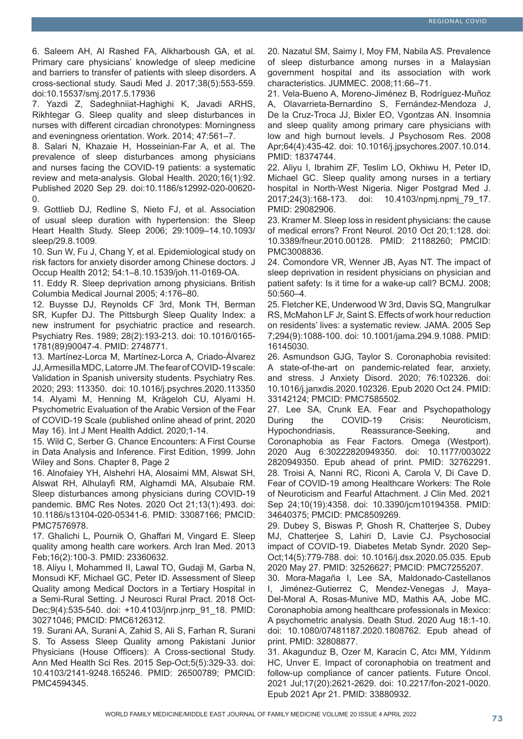6. Saleem AH, Al Rashed FA, Alkharboush GA, et al. Primary care physicians' knowledge of sleep medicine and barriers to transfer of patients with sleep disorders. A cross-sectional study. Saudi Med J. 2017;38(5):553-559. doi:10.15537/smj.2017.5.17936

7. Yazdi Z, Sadeghniiat-Haghighi K, Javadi ARHS, Rikhtegar G. Sleep quality and sleep disturbances in nurses with different circadian chronotypes: Morningness and eveningness orientation. Work. 2014; 47:561–7.

8. Salari N, Khazaie H, Hosseinian-Far A, et al. The prevalence of sleep disturbances among physicians and nurses facing the COVID-19 patients: a systematic review and meta-analysis. Global Health. 2020;16(1):92. Published 2020 Sep 29. doi:10.1186/s12992-020-00620-0.

9. Gottlieb DJ, Redline S, Nieto FJ, et al. Association of usual sleep duration with hypertension: the Sleep Heart Health Study. Sleep 2006; 29:1009–14.10.1093/sleep/29.8.1009.

10. Sun W, Fu J, Chang Y, et al. Epidemiological study on risk factors for anxiety disorder among Chinese doctors. J Occup Health 2012; 54:1–8.10.1539/joh.11-0169-OA.

11. Eddy R. Sleep deprivation among physicians. British Columbia Medical Journal 2005; 4:176–80.

12. Buysse DJ, Reynolds CF 3rd, Monk TH, Berman SR, Kupfer DJ. The Pittsburgh Sleep Quality Index: a new instrument for psychiatric practice and research. Psychiatry Res. 1989; 28(2):193-213. doi: 10.1016/0165-1781(89)90047-4. PMID: 2748771.

13. Martínez-Lorca M, Martínez-Lorca A, Criado-Álvarez JJ, Armesilla MDC, Latorre JM. The fear of COVID-19 scale: Validation in Spanish university students. Psychiatry Res. 2020; 293: 113350. doi: 10.1016/j.psychres.2020.113350

14. Alyami M, Henning M, Krägeloh CU, Alyami H. Psychometric Evaluation of the Arabic Version of the Fear of COVID-19 Scale (published online ahead of print, 2020 May 16). Int J Ment Health Addict. 2020;1-14.

15. Wild C, Serber G. Chance Encounters: A First Course in Data Analysis and Inference. First Edition, 1999. John Wiley and Sons. Chapter 8, Page 2

16. Alnofaiey YH, Alshehri HA, Alosaimi MM, Alswat SH, Alswat RH, Alhulayfi RM, Alghamdi MA, Alsubaie RM. Sleep disturbances among physicians during COVID-19 pandemic. BMC Res Notes. 2020 Oct 21;13(1):493. doi: 10.1186/s13104-020-05341-6. PMID: 33087166; PMCID: PMC7576978.

17. Ghalichi L, Pournik O, Ghaffari M, Vingard E. Sleep quality among health care workers. Arch Iran Med. 2013 Feb;16(2):100-3. PMID: 23360632.

18. Aliyu I, Mohammed II, Lawal TO, Gudaji M, Garba N, Monsudi KF, Michael GC, Peter ID. Assessment of Sleep Quality among Medical Doctors in a Tertiary Hospital in a Semi-Rural Setting. J Neurosci Rural Pract. 2018 Oct-Dec;9(4):535-540. doi: +10.4103/jnrp.jnrp_91_18. PMID: 30271046; PMCID: PMC6126312.

19. Surani AA, Surani A, Zahid S, Ali S, Farhan R, Surani S. To Assess Sleep Quality among Pakistani Junior Physicians (House Officers): A Cross-sectional Study. Ann Med Health Sci Res. 2015 Sep-Oct;5(5):329-33. doi: 10.4103/2141-9248.165246. PMID: 26500789; PMCID: PMC4594345.

20. Nazatul SM, Saimy I, Moy FM, Nabila AS. Prevalence of sleep disturbance among nurses in a Malaysian government hospital and its association with work characteristics. JUMMEC. 2008;11:66–71.

21. Vela-Bueno A, Moreno-Jiménez B, Rodríguez-Muñoz A, Olavarrieta-Bernardino S, Fernández-Mendoza J, De la Cruz-Troca JJ, Bixler EO, Vgontzas AN. Insomnia and sleep quality among primary care physicians with low and high burnout levels. J Psychosom Res. 2008 Apr;64(4):435-42. doi: 10.1016/j.jpsychores.2007.10.014. PMID: 18374744.

22. Aliyu I, Ibrahim ZF, Teslim LO, Okhiwu H, Peter ID, Michael GC. Sleep quality among nurses in a tertiary hospital in North-West Nigeria. Niger Postgrad Med J. 2017;24(3):168-173. doi: 10.4103/npmj.npmj_79_17. PMID: 29082906.

23. Kramer M. Sleep loss in resident physicians: the cause of medical errors? Front Neurol. 2010 Oct 20;1:128. doi: 10.3389/fneur.2010.00128. PMID: 21188260; PMCID: PMC3008836.

24. Comondore VR, Wenner JB, Ayas NT. The impact of sleep deprivation in resident physicians on physician and patient safety: Is it time for a wake-up call? BCMJ. 2008; 50:560–4.

25. Fletcher KE, Underwood W 3rd, Davis SQ, Mangrulkar RS, McMahon LF Jr, Saint S. Effects of work hour reduction on residents' lives: a systematic review. JAMA. 2005 Sep 7;294(9):1088-100. doi: 10.1001/jama.294.9.1088. PMID: 16145030.

26. Asmundson GJG, Taylor S. Coronaphobia revisited: A state-of-the-art on pandemic-related fear, anxiety, and stress. J Anxiety Disord. 2020; 76:102326. doi: 10.1016/j.janxdis.2020.102326. Epub 2020 Oct 24. PMID: 33142124; PMCID: PMC7585502.

27. Lee SA, Crunk EA. Fear and Psychopathology During the COVID-19 Crisis: Neuroticism, Hypochondriasis, Reassurance-Seeking, and Coronaphobia as Fear Factors. Omega (Westport). 2020 Aug 6:30222820949350. doi: 10.1177/0030222820949350. Epub ahead of print. PMID: 32762291.

28. Troisi A, Nanni RC, Riconi A, Carola V, Di Cave D. Fear of COVID-19 among Healthcare Workers: The Role of Neuroticism and Fearful Attachment. J Clin Med. 2021 Sep 24;10(19):4358. doi: 10.3390/jcm10194358. PMID: 34640375; PMCID: PMC8509269.

29. Dubey S, Biswas P, Ghosh R, Chatterjee S, Dubey MJ, Chatterjee S, Lahiri D, Lavie CJ. Psychosocial impact of COVID-19. Diabetes Metab Syndr. 2020 Sep-Oct;14(5):779-788. doi: 10.1016/j.dsx.2020.05.035. Epub 2020 May 27. PMID: 32526627; PMCID: PMC7255207.

30. Mora-Magaña I, Lee SA, Maldonado-Castellanos I, Jiménez-Gutierrez C, Mendez-Venegas J, Maya-Del-Moral A, Rosas-Munive MD, Mathis AA, Jobe MC. Coronaphobia among healthcare professionals in Mexico: A psychometric analysis. Death Stud. 2020 Aug 18:1-10. doi: 10.1080/07481187.2020.1808762. Epub ahead of print. PMID: 32808877.

31. Akagunduz B, Ozer M, Karacin C, Atcı MM, Yıldırım HC, Unver E. Impact of coronaphobia on treatment and follow-up compliance of cancer patients. Future Oncol. 2021 Jul;17(20):2621-2629. doi: 10.2217/fon-2021-0020. Epub 2021 Apr 21. PMID: 33880932.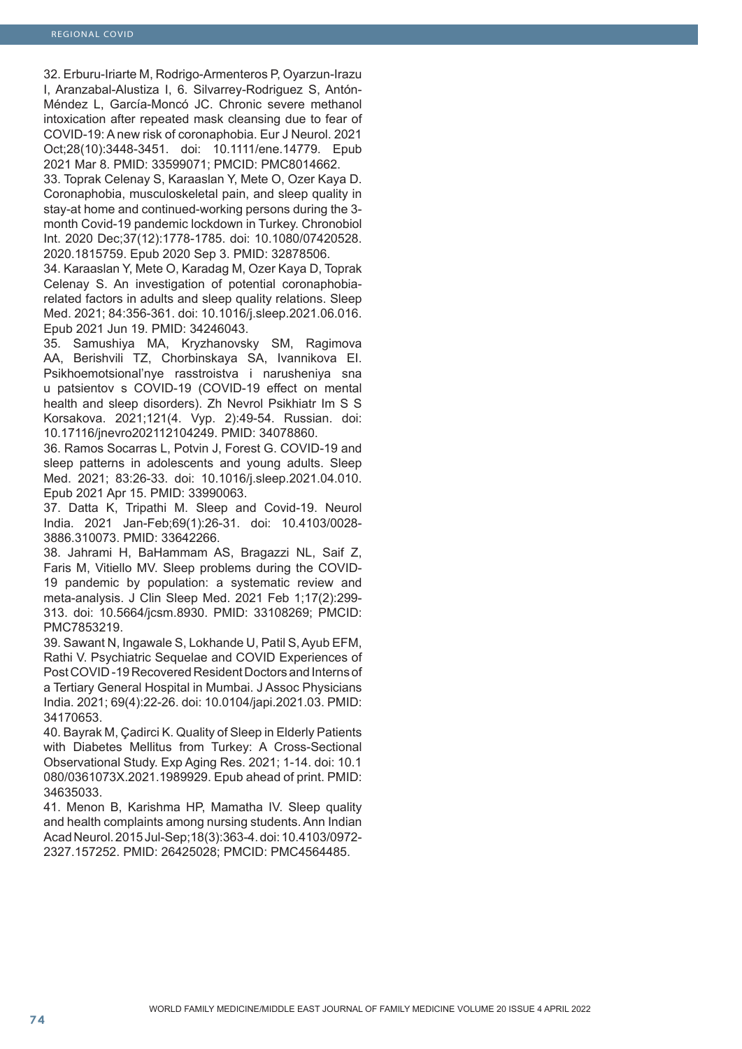32. Erburu-Iriarte M, Rodrigo-Armenteros P, Oyarzun-Irazu I, Aranzabal-Alustiza I, 6. Silvarrey-Rodriguez S, Antón-Méndez L, García-Moncó JC. Chronic severe methanol intoxication after repeated mask cleansing due to fear of COVID-19: A new risk of coronaphobia. Eur J Neurol. 2021 Oct;28(10):3448-3451. doi: 10.1111/ene.14779. Epub 2021 Mar 8. PMID: 33599071; PMCID: PMC8014662.

33. Toprak Celenay S, Karaaslan Y, Mete O, Ozer Kaya D. Coronaphobia, musculoskeletal pain, and sleep quality in stay-at home and continued-working persons during the 3-month Covid-19 pandemic lockdown in Turkey. Chronobiol Int. 2020 Dec;37(12):1778-1785. doi: 10.1080/07420528.2020.1815759. Epub 2020 Sep 3. PMID: 32878506.

34. Karaaslan Y, Mete O, Karadag M, Ozer Kaya D, Toprak Celenay S. An investigation of potential coronaphobia-related factors in adults and sleep quality relations. Sleep Med. 2021; 84:356-361. doi: 10.1016/j.sleep.2021.06.016. Epub 2021 Jun 19. PMID: 34246043.

35. Samushiya MA, Kryzhanovsky SM, Ragimova AA, Berishvili TZ, Chorbinskaya SA, Ivannikova EI. Psikhoemotsional'nye rasstroistva i narusheniya sna u patsientov s COVID-19 (COVID-19 effect on mental health and sleep disorders). Zh Nevrol Psikhiatr Im S S Korsakova. 2021;121(4. Vyp. 2):49-54. Russian. doi: 10.17116/jnevro202112104249. PMID: 34078860.

36. Ramos Socarras L, Potvin J, Forest G. COVID-19 and sleep patterns in adolescents and young adults. Sleep Med. 2021; 83:26-33. doi: 10.1016/j.sleep.2021.04.010. Epub 2021 Apr 15. PMID: 33990063.

37. Datta K, Tripathi M. Sleep and Covid-19. Neurol India. 2021 Jan-Feb;69(1):26-31. doi: 10.4103/0028-3886.310073. PMID: 33642266.

38. Jahrami H, BaHammam AS, Bragazzi NL, Saif Z, Faris M, Vitiello MV. Sleep problems during the COVID-19 pandemic by population: a systematic review and meta-analysis. J Clin Sleep Med. 2021 Feb 1;17(2):299-313. doi: 10.5664/jcsm.8930. PMID: 33108269; PMCID: PMC7853219.

39. Sawant N, Ingawale S, Lokhande U, Patil S, Ayub EFM, Rathi V. Psychiatric Sequelae and COVID Experiences of Post COVID -19 Recovered Resident Doctors and Interns of a Tertiary General Hospital in Mumbai. J Assoc Physicians India. 2021; 69(4):22-26. doi: 10.0104/japi.2021.03. PMID: 34170653.

40. Bayrak M, Çadirci K. Quality of Sleep in Elderly Patients with Diabetes Mellitus from Turkey: A Cross-Sectional Observational Study. Exp Aging Res. 2021; 1-14. doi: 10.1080/0361073X.2021.1989929. Epub ahead of print. PMID: 34635033.

41. Menon B, Karishma HP, Mamatha IV. Sleep quality and health complaints among nursing students. Ann Indian Acad Neurol. 2015 Jul-Sep;18(3):363-4. doi: 10.4103/0972-2327.157252. PMID: 26425028; PMCID: PMC4564485.